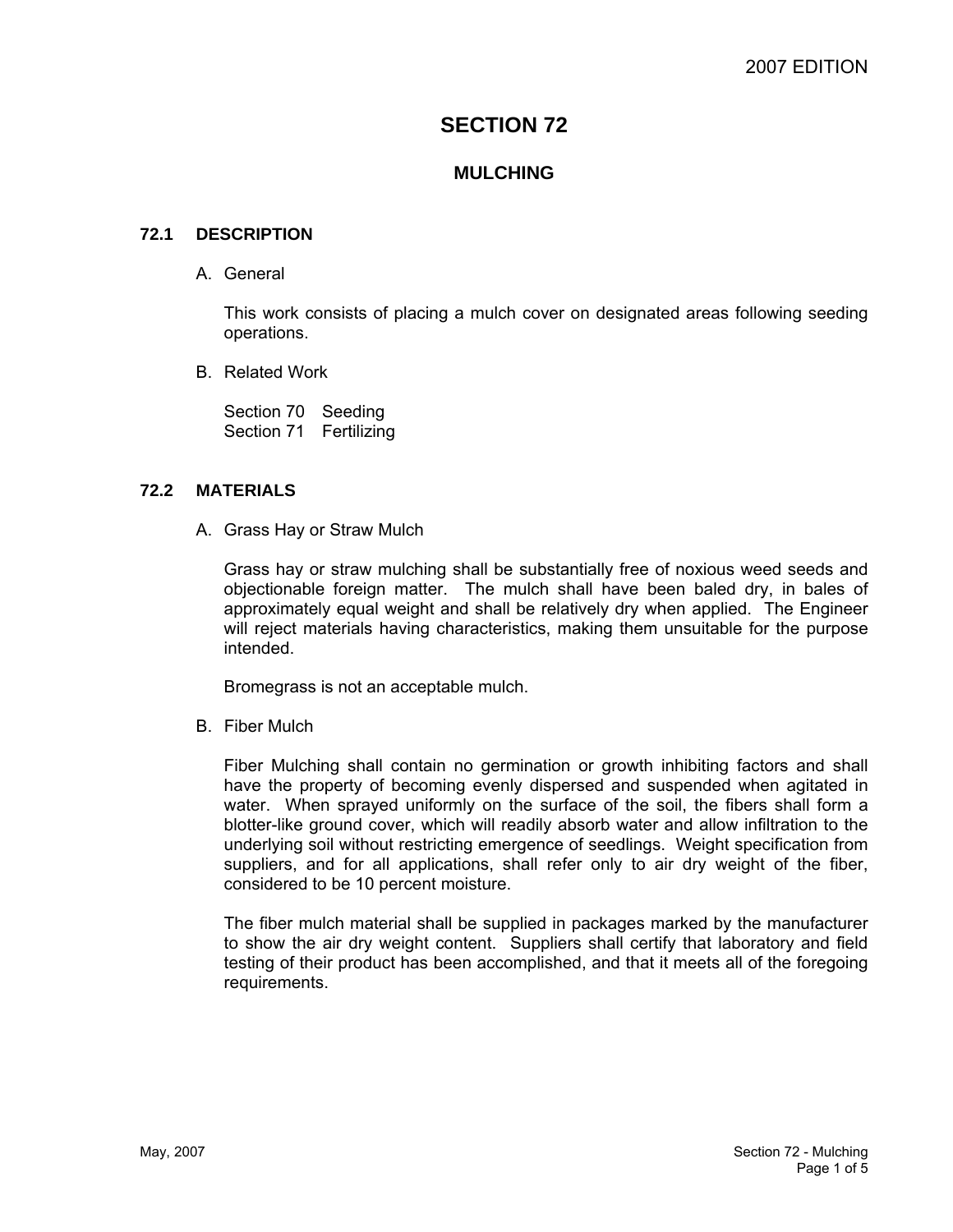# SECTION 72

## MULCHING

### 72.1 DESCRIPTION

A. General

This work consists of placing a mulch cover on designated areas following seeding operations.

B. Related Work

Section 70 Seeding
Section 71 Fertilizing

### 72.2 MATERIALS

A. Grass Hay or Straw Mulch

Grass hay or straw mulching shall be substantially free of noxious weed seeds and objectionable foreign matter. The mulch shall have been baled dry, in bales of approximately equal weight and shall be relatively dry when applied. The Engineer will reject materials having characteristics, making them unsuitable for the purpose intended.

Bromegrass is not an acceptable mulch.

B. Fiber Mulch

Fiber Mulching shall contain no germination or growth inhibiting factors and shall have the property of becoming evenly dispersed and suspended when agitated in water. When sprayed uniformly on the surface of the soil, the fibers shall form a blotter-like ground cover, which will readily absorb water and allow infiltration to the underlying soil without restricting emergence of seedlings. Weight specification from suppliers, and for all applications, shall refer only to air dry weight of the fiber, considered to be 10 percent moisture.

The fiber mulch material shall be supplied in packages marked by the manufacturer to show the air dry weight content. Suppliers shall certify that laboratory and field testing of their product has been accomplished, and that it meets all of the foregoing requirements.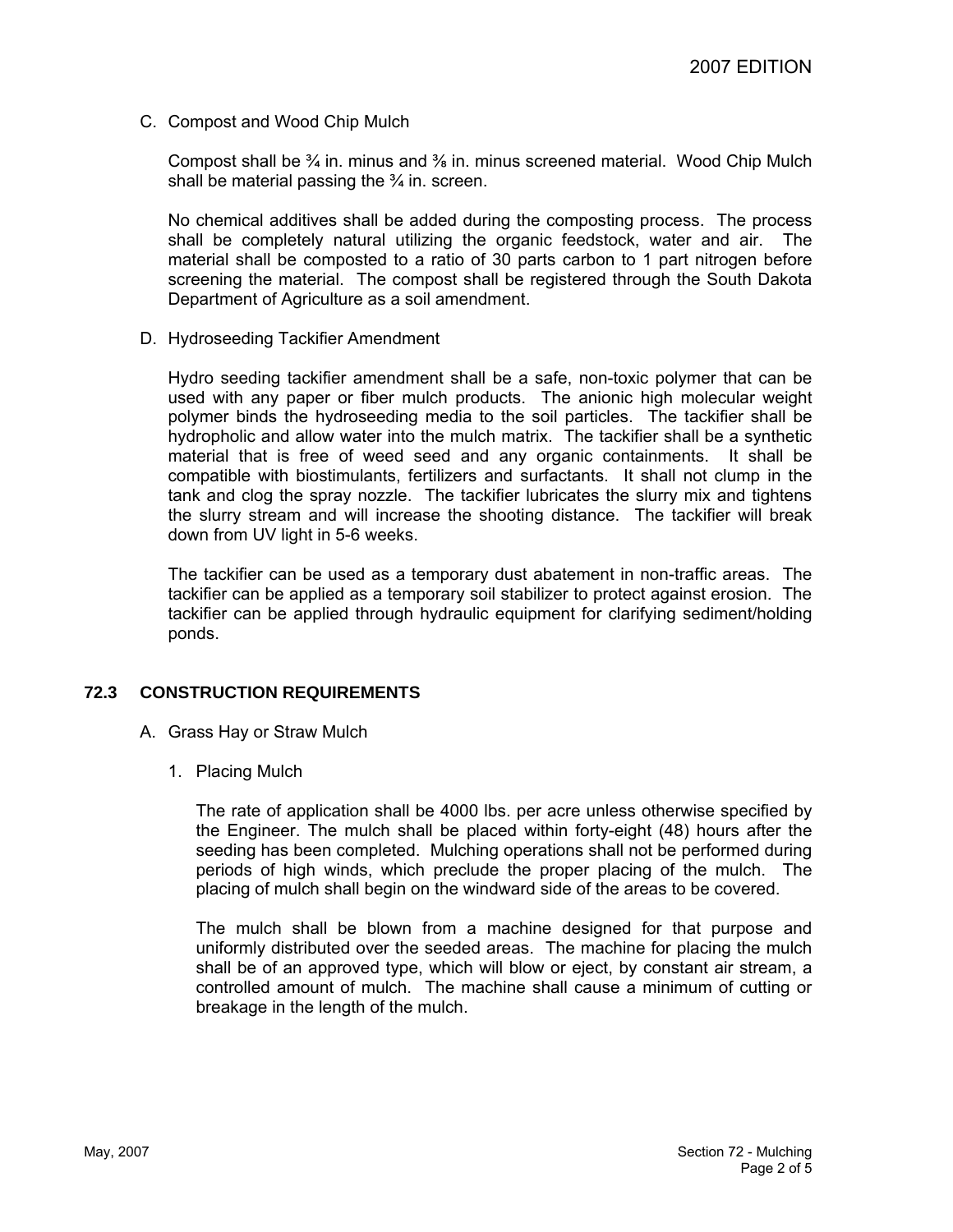C. Compost and Wood Chip Mulch

Compost shall be ¾ in. minus and ⅜ in. minus screened material. Wood Chip Mulch shall be material passing the ¾ in. screen.

No chemical additives shall be added during the composting process. The process shall be completely natural utilizing the organic feedstock, water and air. The material shall be composted to a ratio of 30 parts carbon to 1 part nitrogen before screening the material. The compost shall be registered through the South Dakota Department of Agriculture as a soil amendment.

D. Hydroseeding Tackifier Amendment

Hydro seeding tackifier amendment shall be a safe, non-toxic polymer that can be used with any paper or fiber mulch products. The anionic high molecular weight polymer binds the hydroseeding media to the soil particles. The tackifier shall be hydropholic and allow water into the mulch matrix. The tackifier shall be a synthetic material that is free of weed seed and any organic containments. It shall be compatible with biostimulants, fertilizers and surfactants. It shall not clump in the tank and clog the spray nozzle. The tackifier lubricates the slurry mix and tightens the slurry stream and will increase the shooting distance. The tackifier will break down from UV light in 5-6 weeks.

The tackifier can be used as a temporary dust abatement in non-traffic areas. The tackifier can be applied as a temporary soil stabilizer to protect against erosion. The tackifier can be applied through hydraulic equipment for clarifying sediment/holding ponds.

## 72.3 CONSTRUCTION REQUIREMENTS

A. Grass Hay or Straw Mulch

1. Placing Mulch

The rate of application shall be 4000 lbs. per acre unless otherwise specified by the Engineer. The mulch shall be placed within forty-eight (48) hours after the seeding has been completed. Mulching operations shall not be performed during periods of high winds, which preclude the proper placing of the mulch. The placing of mulch shall begin on the windward side of the areas to be covered.

The mulch shall be blown from a machine designed for that purpose and uniformly distributed over the seeded areas. The machine for placing the mulch shall be of an approved type, which will blow or eject, by constant air stream, a controlled amount of mulch. The machine shall cause a minimum of cutting or breakage in the length of the mulch.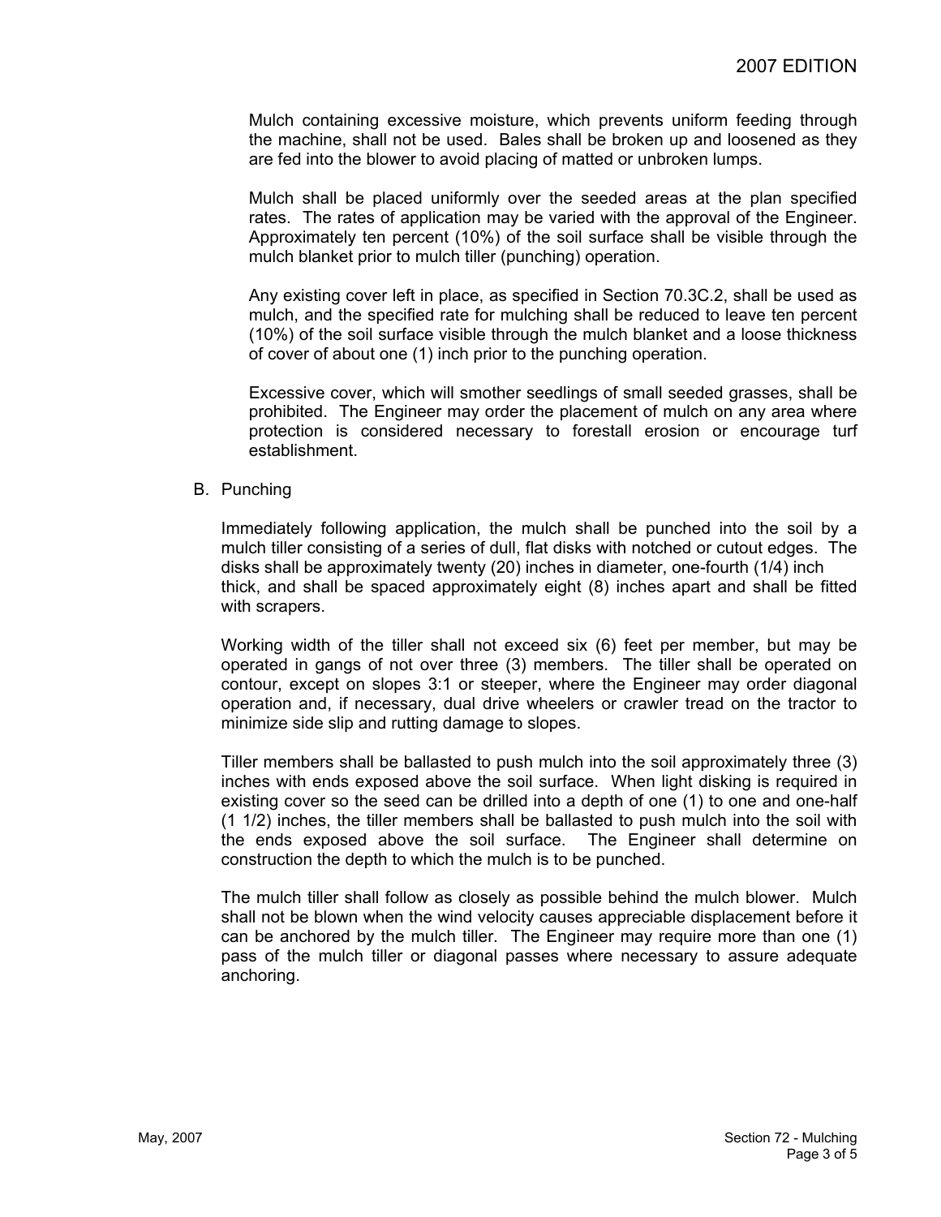Mulch containing excessive moisture, which prevents uniform feeding through the machine, shall not be used. Bales shall be broken up and loosened as they are fed into the blower to avoid placing of matted or unbroken lumps.

Mulch shall be placed uniformly over the seeded areas at the plan specified rates. The rates of application may be varied with the approval of the Engineer. Approximately ten percent (10%) of the soil surface shall be visible through the mulch blanket prior to mulch tiller (punching) operation.

Any existing cover left in place, as specified in Section 70.3C.2, shall be used as mulch, and the specified rate for mulching shall be reduced to leave ten percent (10%) of the soil surface visible through the mulch blanket and a loose thickness of cover of about one (1) inch prior to the punching operation.

Excessive cover, which will smother seedlings of small seeded grasses, shall be prohibited. The Engineer may order the placement of mulch on any area where protection is considered necessary to forestall erosion or encourage turf establishment.

B. Punching

Immediately following application, the mulch shall be punched into the soil by a mulch tiller consisting of a series of dull, flat disks with notched or cutout edges. The disks shall be approximately twenty (20) inches in diameter, one-fourth (1/4) inch thick, and shall be spaced approximately eight (8) inches apart and shall be fitted with scrapers.

Working width of the tiller shall not exceed six (6) feet per member, but may be operated in gangs of not over three (3) members. The tiller shall be operated on contour, except on slopes 3:1 or steeper, where the Engineer may order diagonal operation and, if necessary, dual drive wheelers or crawler tread on the tractor to minimize side slip and rutting damage to slopes.

Tiller members shall be ballasted to push mulch into the soil approximately three (3) inches with ends exposed above the soil surface. When light disking is required in existing cover so the seed can be drilled into a depth of one (1) to one and one-half (1 1/2) inches, the tiller members shall be ballasted to push mulch into the soil with the ends exposed above the soil surface. The Engineer shall determine on construction the depth to which the mulch is to be punched.

The mulch tiller shall follow as closely as possible behind the mulch blower. Mulch shall not be blown when the wind velocity causes appreciable displacement before it can be anchored by the mulch tiller. The Engineer may require more than one (1) pass of the mulch tiller or diagonal passes where necessary to assure adequate anchoring.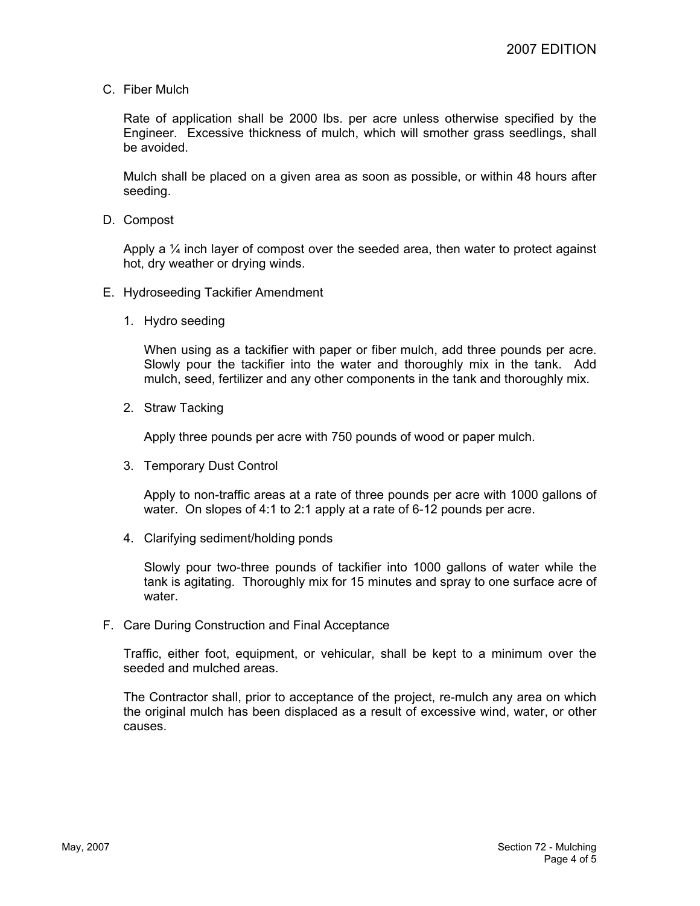C. Fiber Mulch

Rate of application shall be 2000 lbs. per acre unless otherwise specified by the Engineer. Excessive thickness of mulch, which will smother grass seedlings, shall be avoided.

Mulch shall be placed on a given area as soon as possible, or within 48 hours after seeding.

D. Compost

Apply a ¼ inch layer of compost over the seeded area, then water to protect against hot, dry weather or drying winds.

E. Hydroseeding Tackifier Amendment

1. Hydro seeding

   When using as a tackifier with paper or fiber mulch, add three pounds per acre. Slowly pour the tackifier into the water and thoroughly mix in the tank. Add mulch, seed, fertilizer and any other components in the tank and thoroughly mix.

2. Straw Tacking

   Apply three pounds per acre with 750 pounds of wood or paper mulch.

3. Temporary Dust Control

   Apply to non-traffic areas at a rate of three pounds per acre with 1000 gallons of water. On slopes of 4:1 to 2:1 apply at a rate of 6-12 pounds per acre.

4. Clarifying sediment/holding ponds

   Slowly pour two-three pounds of tackifier into 1000 gallons of water while the tank is agitating. Thoroughly mix for 15 minutes and spray to one surface acre of water.

F. Care During Construction and Final Acceptance

Traffic, either foot, equipment, or vehicular, shall be kept to a minimum over the seeded and mulched areas.

The Contractor shall, prior to acceptance of the project, re-mulch any area on which the original mulch has been displaced as a result of excessive wind, water, or other causes.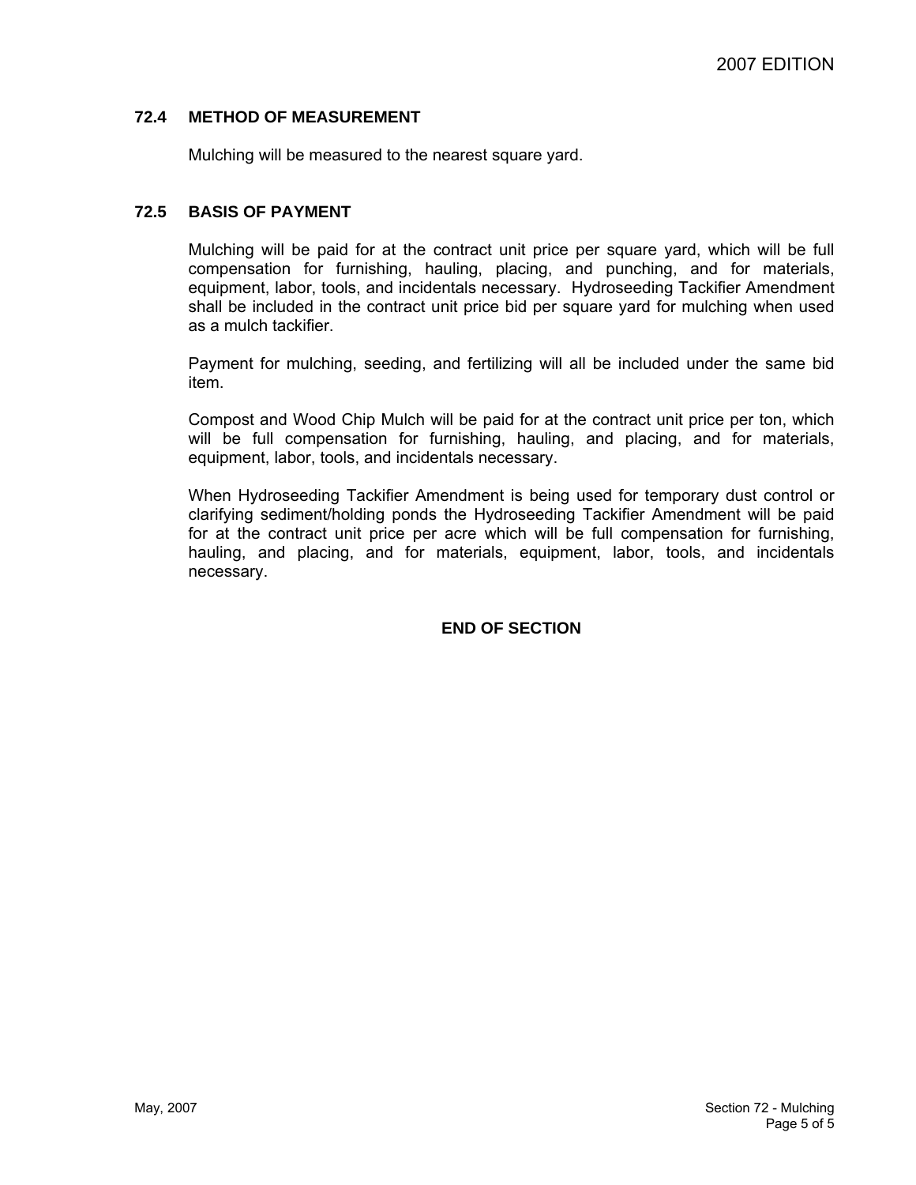## 72.4 METHOD OF MEASUREMENT

Mulching will be measured to the nearest square yard.

## 72.5 BASIS OF PAYMENT

Mulching will be paid for at the contract unit price per square yard, which will be full compensation for furnishing, hauling, placing, and punching, and for materials, equipment, labor, tools, and incidentals necessary. Hydroseeding Tackifier Amendment shall be included in the contract unit price bid per square yard for mulching when used as a mulch tackifier.

Payment for mulching, seeding, and fertilizing will all be included under the same bid item.

Compost and Wood Chip Mulch will be paid for at the contract unit price per ton, which will be full compensation for furnishing, hauling, and placing, and for materials, equipment, labor, tools, and incidentals necessary.

When Hydroseeding Tackifier Amendment is being used for temporary dust control or clarifying sediment/holding ponds the Hydroseeding Tackifier Amendment will be paid for at the contract unit price per acre which will be full compensation for furnishing, hauling, and placing, and for materials, equipment, labor, tools, and incidentals necessary.

**END OF SECTION**